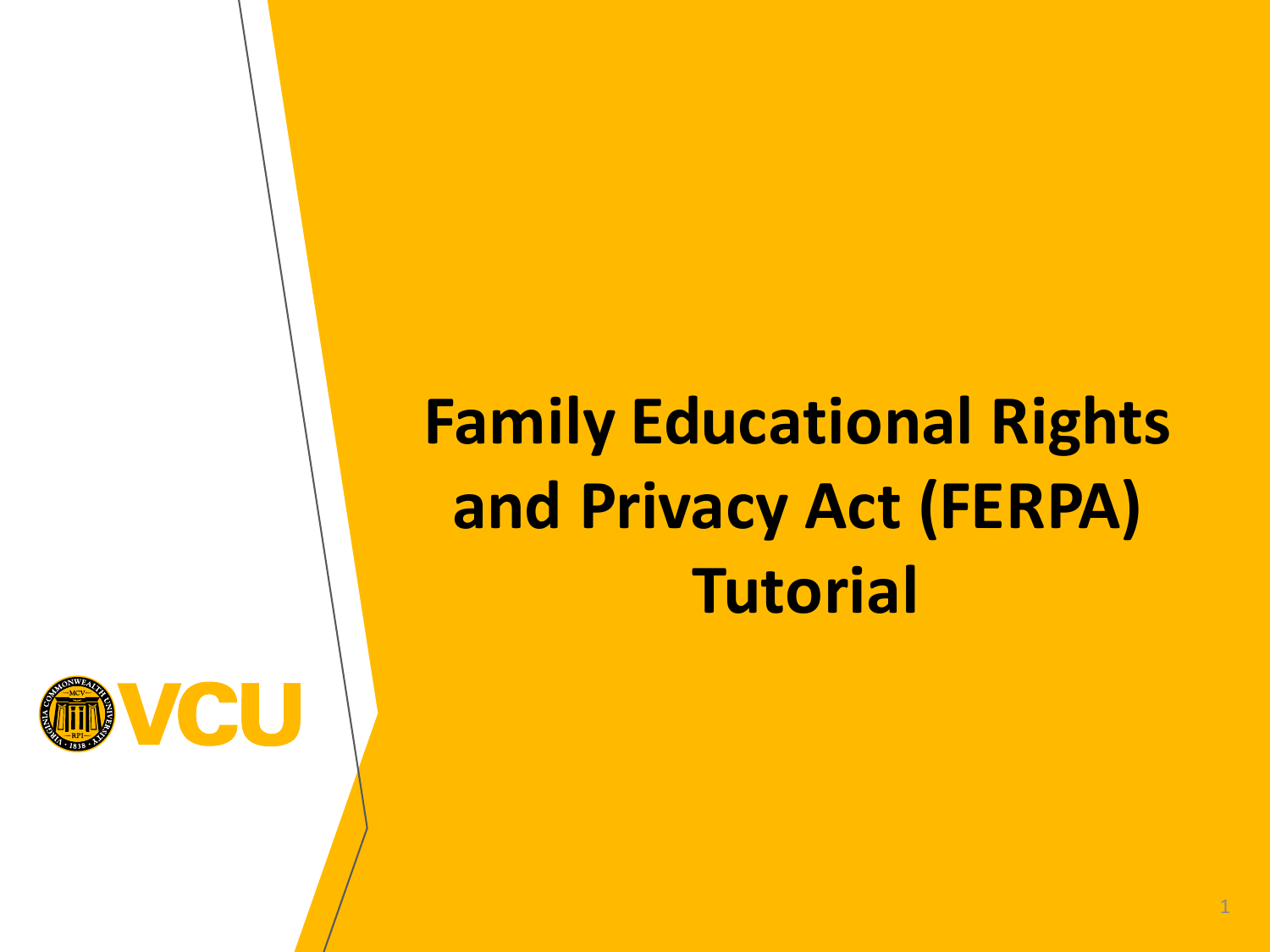# Family Educational Rights and Privacy Act (FERPA) Tutorial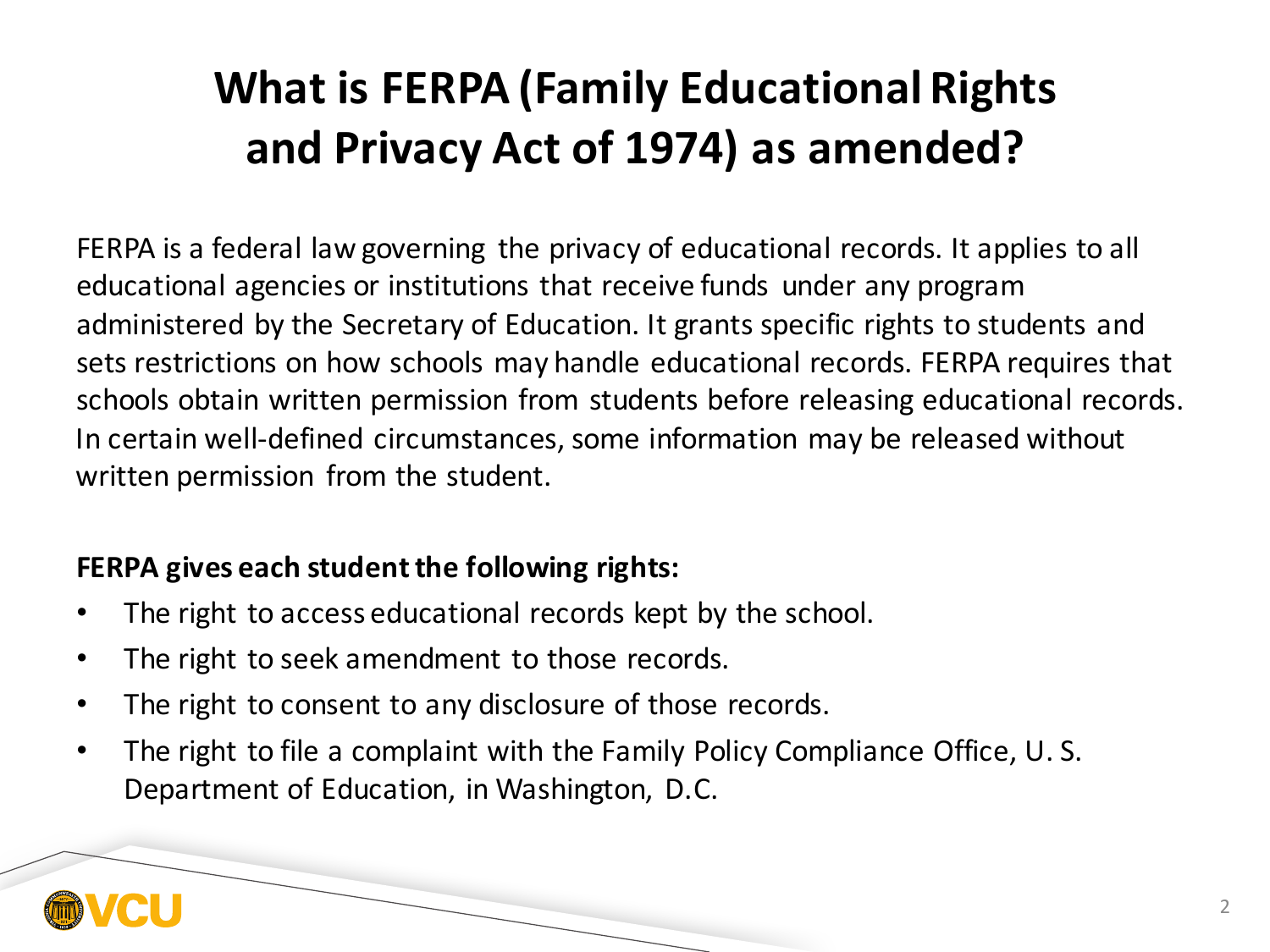# What is FERPA (Family Educational Rights and Privacy Act of 1974) as amended?

FERPA is a federal law governing the privacy of educational records. It applies to all educational agencies or institutions that receive funds under any program administered by the Secretary of Education. It grants specific rights to students and sets restrictions on how schools may handle educational records. FERPA requires that schools obtain written permission from students before releasing educational records. In certain well-defined circumstances, some information may be released without written permission from the student.

**FERPA gives each student the following rights:**

- The right to access educational records kept by the school.
- The right to seek amendment to those records.
- The right to consent to any disclosure of those records.
- The right to file a complaint with the Family Policy Compliance Office, U. S. Department of Education, in Washington, D.C.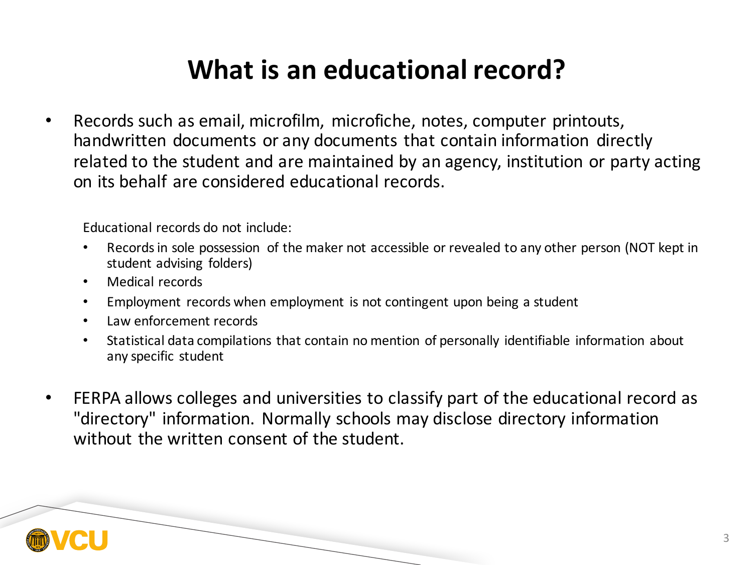# What is an educational record?

- Records such as email, microfilm, microfiche, notes, computer printouts, handwritten documents or any documents that contain information directly related to the student and are maintained by an agency, institution or party acting on its behalf are considered educational records.

  Educational records do not include:

  - Records in sole possession of the maker not accessible or revealed to any other person (NOT kept in student advising folders)
  - Medical records
  - Employment records when employment is not contingent upon being a student
  - Law enforcement records
  - Statistical data compilations that contain no mention of personally identifiable information about any specific student

- FERPA allows colleges and universities to classify part of the educational record as "directory" information. Normally schools may disclose directory information without the written consent of the student.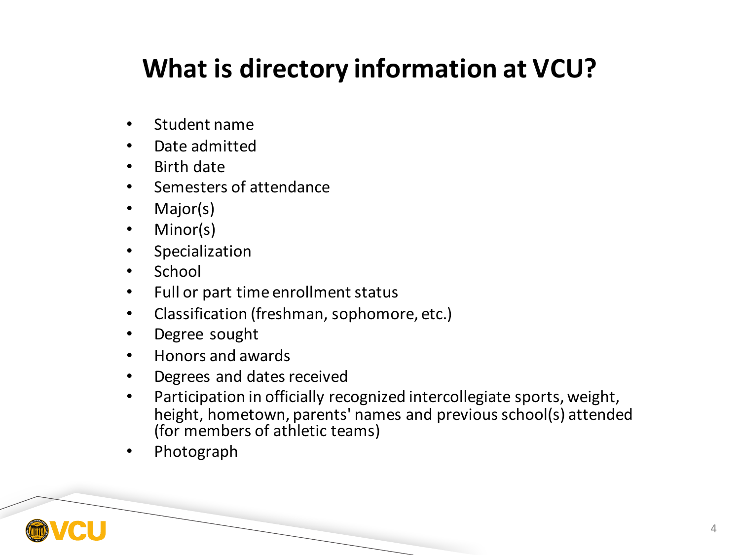# What is directory information at VCU?

- Student name
- Date admitted
- Birth date
- Semesters of attendance
- Major(s)
- Minor(s)
- Specialization
- School
- Full or part time enrollment status
- Classification (freshman, sophomore, etc.)
- Degree sought
- Honors and awards
- Degrees and dates received
- Participation in officially recognized intercollegiate sports, weight, height, hometown, parents' names and previous school(s) attended (for members of athletic teams)
- Photograph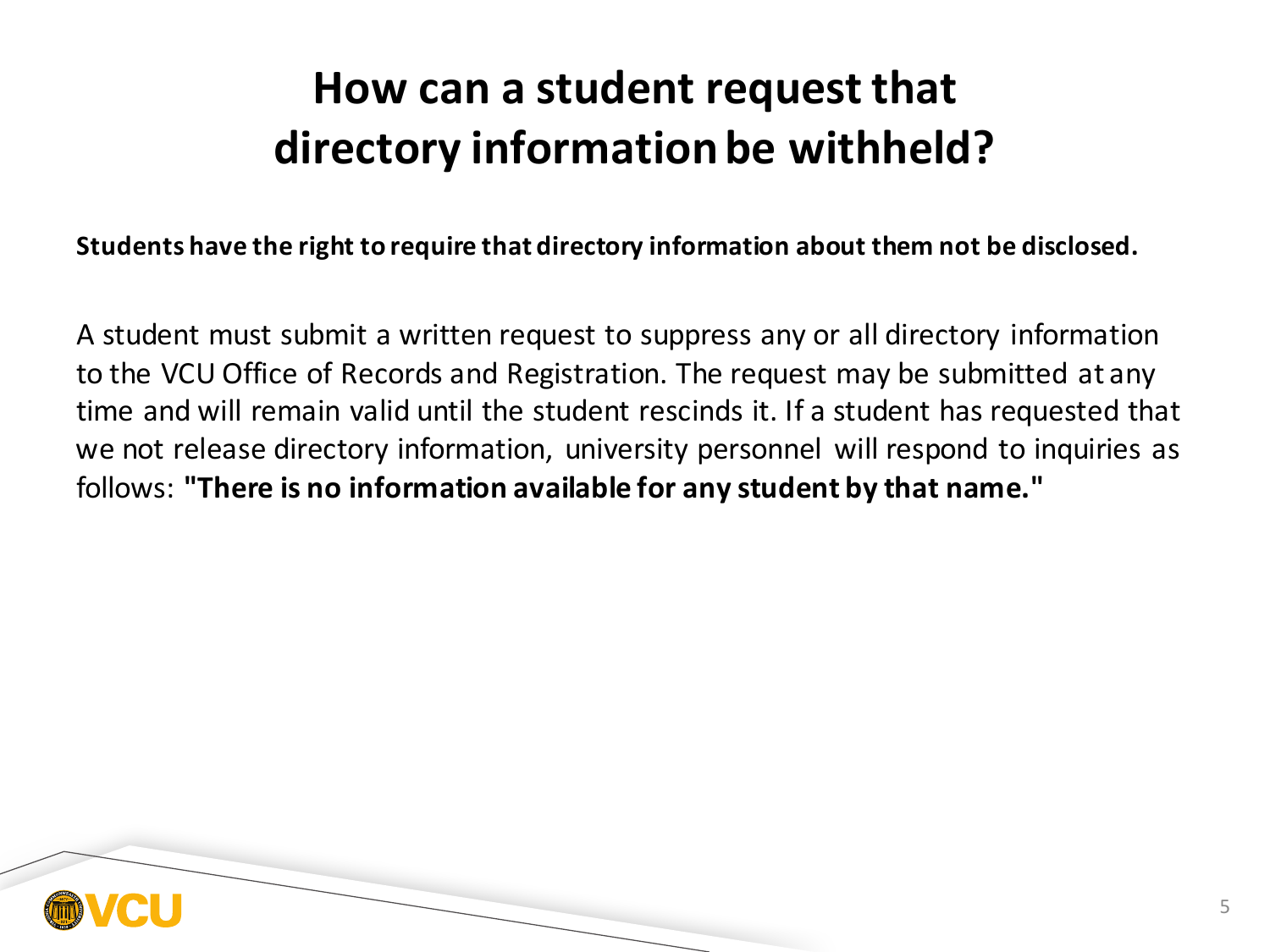# How can a student request that directory information be withheld?

**Students have the right to require that directory information about them not be disclosed.**

A student must submit a written request to suppress any or all directory information to the VCU Office of Records and Registration. The request may be submitted at any time and will remain valid until the student rescinds it. If a student has requested that we not release directory information, university personnel will respond to inquiries as follows: **"There is no information available for any student by that name."**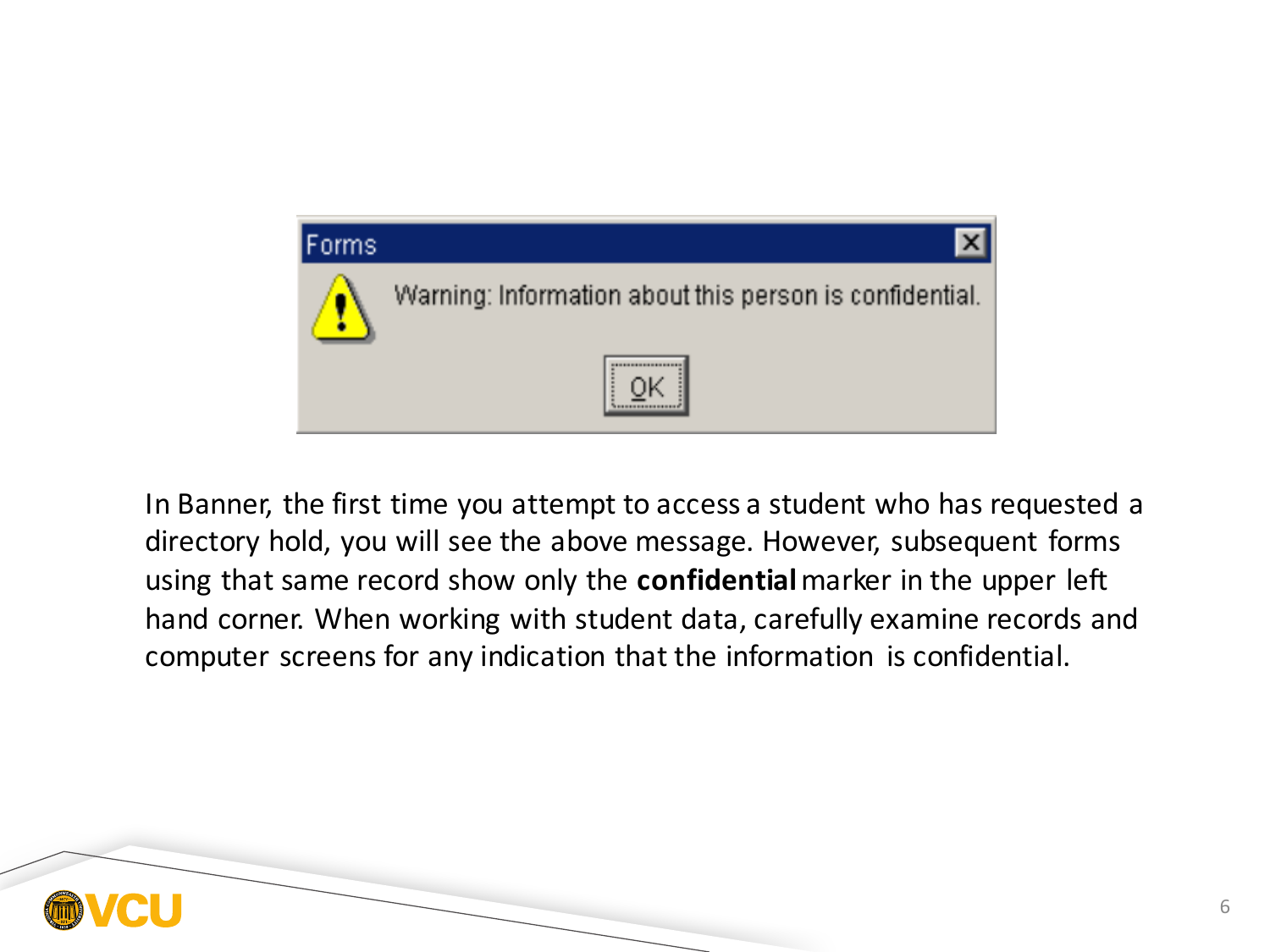Forms

Warning: Information about this person is confidential.

OK

In Banner, the first time you attempt to access a student who has requested a directory hold, you will see the above message. However, subsequent forms using that same record show only the **confidential** marker in the upper left hand corner. When working with student data, carefully examine records and computer screens for any indication that the information is confidential.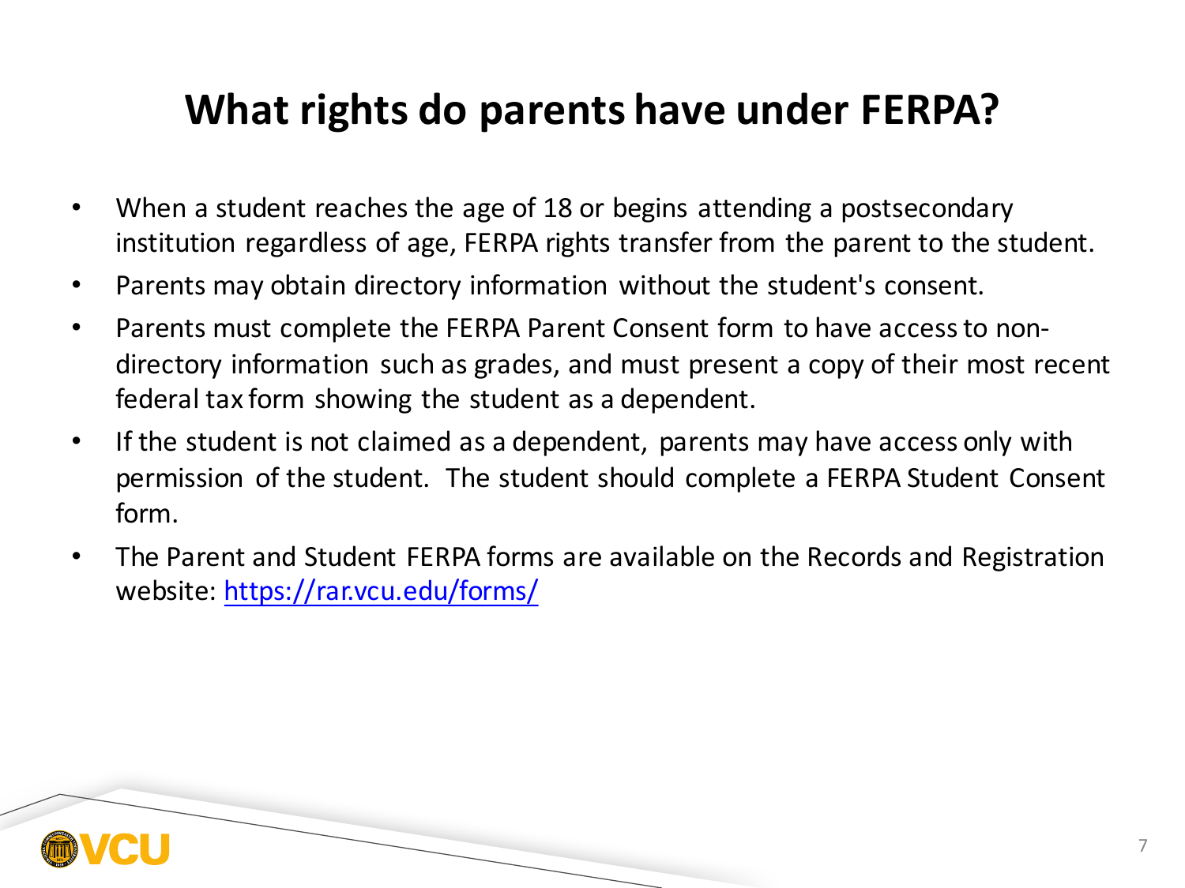# What rights do parents have under FERPA?

- When a student reaches the age of 18 or begins attending a postsecondary institution regardless of age, FERPA rights transfer from the parent to the student.
- Parents may obtain directory information without the student's consent.
- Parents must complete the FERPA Parent Consent form to have access to non-directory information such as grades, and must present a copy of their most recent federal tax form showing the student as a dependent.
- If the student is not claimed as a dependent, parents may have access only with permission of the student. The student should complete a FERPA Student Consent form.
- The Parent and Student FERPA forms are available on the Records and Registration website: https://rar.vcu.edu/forms/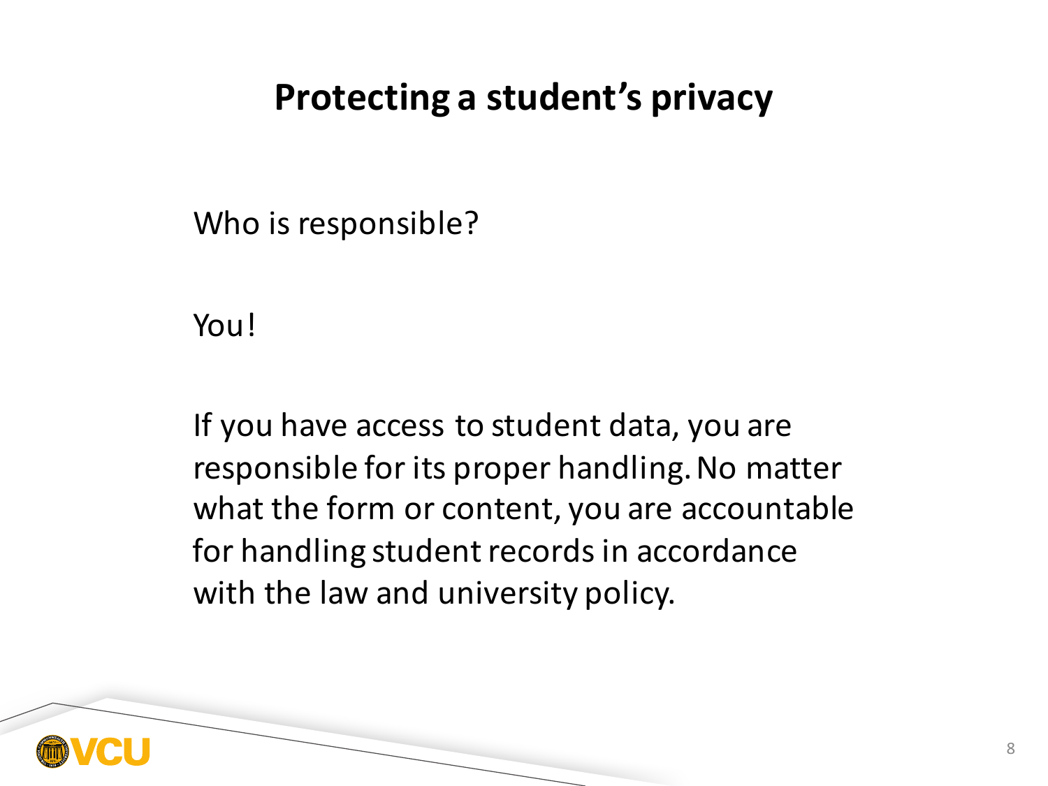# Protecting a student's privacy

Who is responsible?

You!

If you have access to student data, you are responsible for its proper handling. No matter what the form or content, you are accountable for handling student records in accordance with the law and university policy.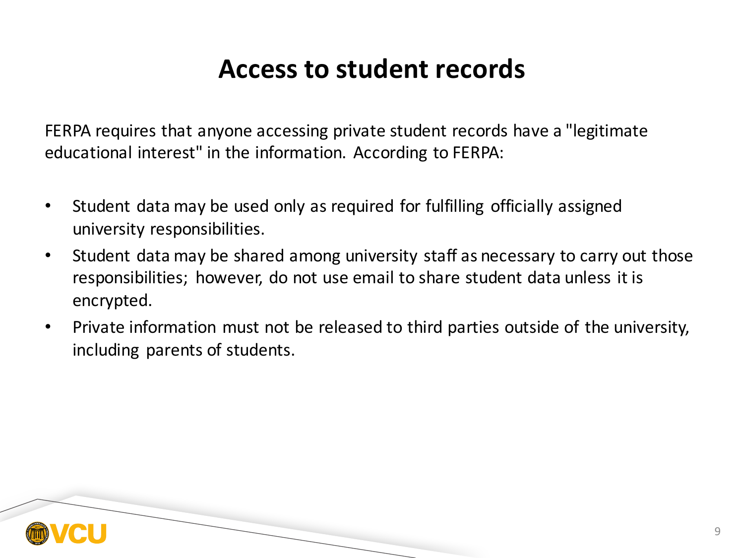# Access to student records

FERPA requires that anyone accessing private student records have a "legitimate educational interest" in the information. According to FERPA:

- Student data may be used only as required for fulfilling officially assigned university responsibilities.
- Student data may be shared among university staff as necessary to carry out those responsibilities; however, do not use email to share student data unless it is encrypted.
- Private information must not be released to third parties outside of the university, including parents of students.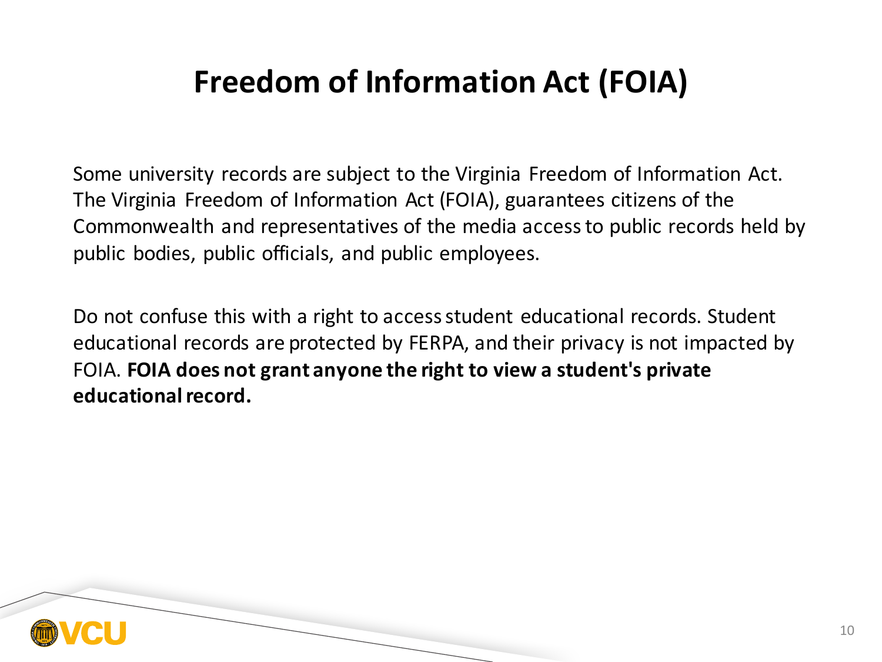# Freedom of Information Act (FOIA)

Some university records are subject to the Virginia Freedom of Information Act. The Virginia Freedom of Information Act (FOIA), guarantees citizens of the Commonwealth and representatives of the media access to public records held by public bodies, public officials, and public employees.

Do not confuse this with a right to access student educational records. Student educational records are protected by FERPA, and their privacy is not impacted by FOIA. **FOIA does not grant anyone the right to view a student's private educational record.**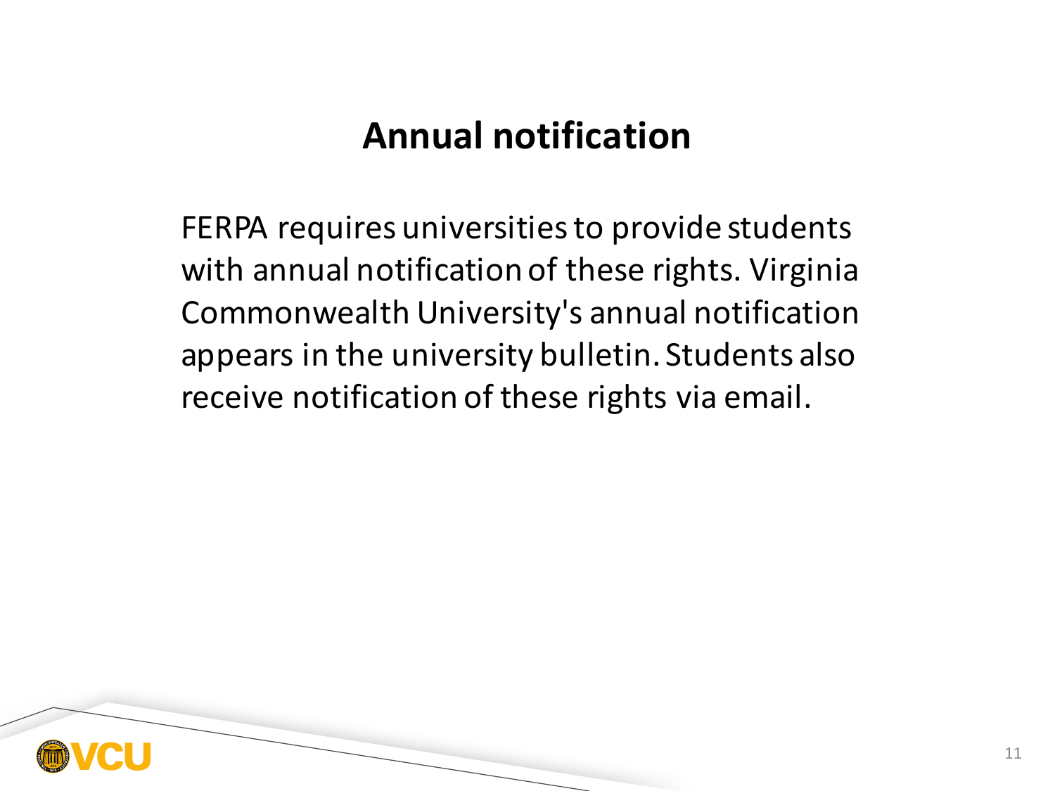# Annual notification

FERPA requires universities to provide students with annual notification of these rights. Virginia Commonwealth University's annual notification appears in the university bulletin. Students also receive notification of these rights via email.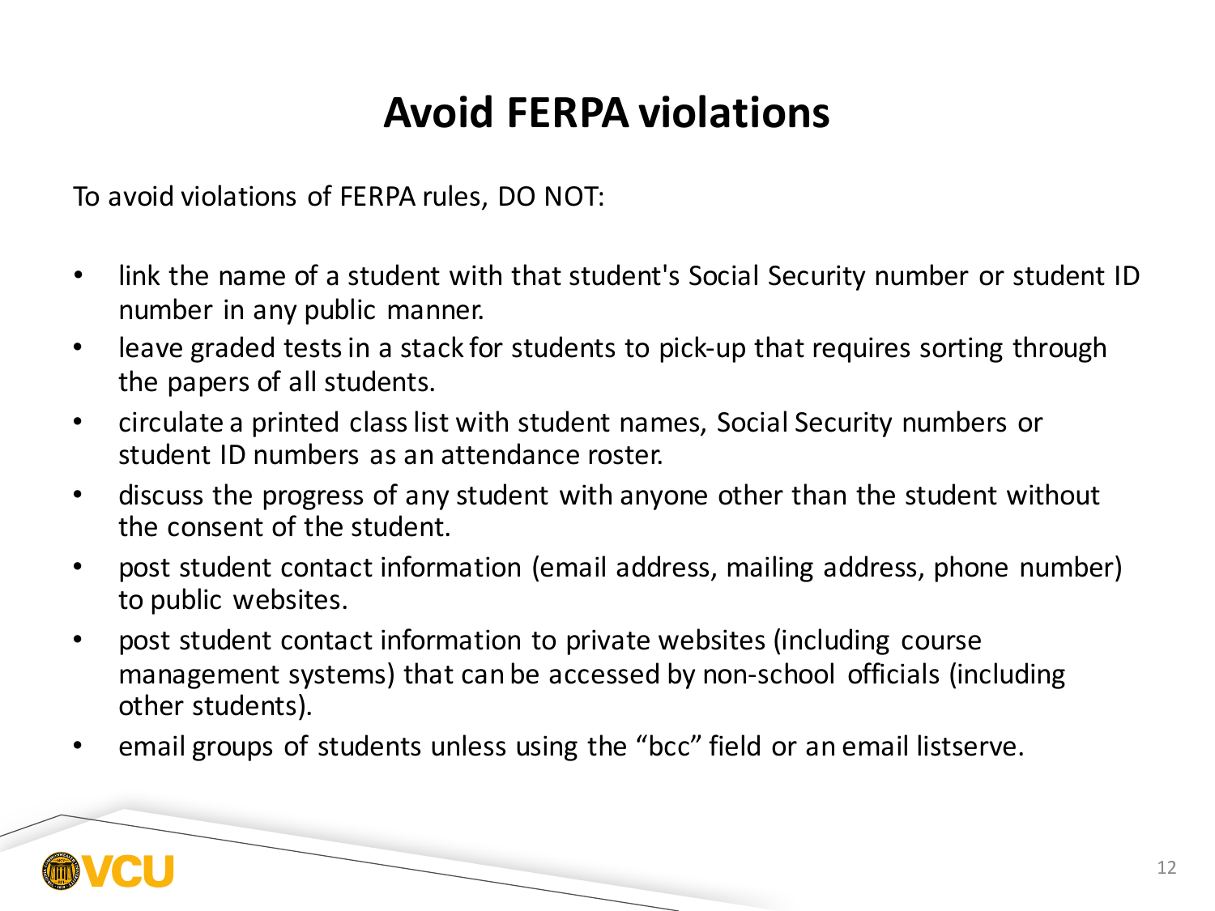# Avoid FERPA violations

To avoid violations of FERPA rules, DO NOT:

- link the name of a student with that student's Social Security number or student ID number in any public manner.
- leave graded tests in a stack for students to pick-up that requires sorting through the papers of all students.
- circulate a printed class list with student names, Social Security numbers or student ID numbers as an attendance roster.
- discuss the progress of any student with anyone other than the student without the consent of the student.
- post student contact information (email address, mailing address, phone number) to public websites.
- post student contact information to private websites (including course management systems) that can be accessed by non-school officials (including other students).
- email groups of students unless using the “bcc” field or an email listserve.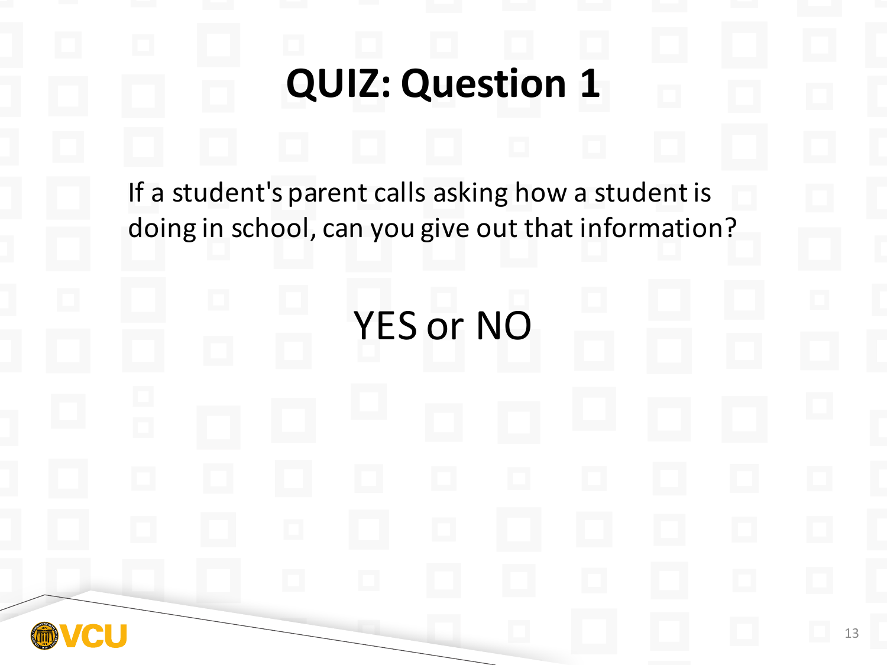# QUIZ: Question 1

If a student's parent calls asking how a student is doing in school, can you give out that information?

YES or NO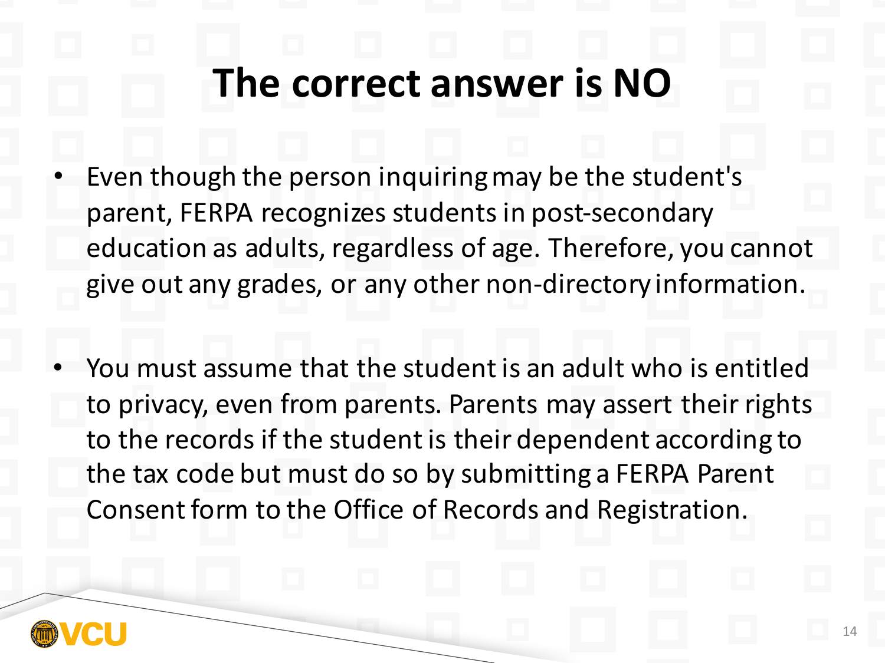# The correct answer is NO

- Even though the person inquiring may be the student's parent, FERPA recognizes students in post-secondary education as adults, regardless of age. Therefore, you cannot give out any grades, or any other non-directory information.

- You must assume that the student is an adult who is entitled to privacy, even from parents. Parents may assert their rights to the records if the student is their dependent according to the tax code but must do so by submitting a FERPA Parent Consent form to the Office of Records and Registration.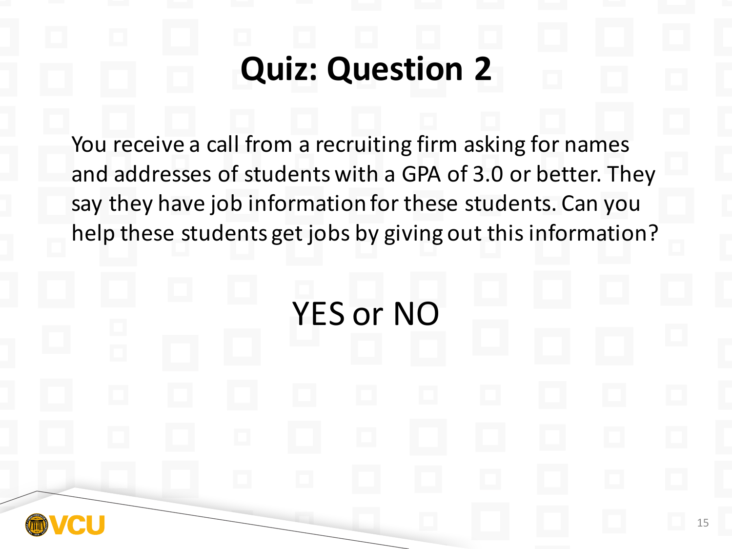# Quiz: Question 2

You receive a call from a recruiting firm asking for names and addresses of students with a GPA of 3.0 or better. They say they have job information for these students. Can you help these students get jobs by giving out this information?

YES or NO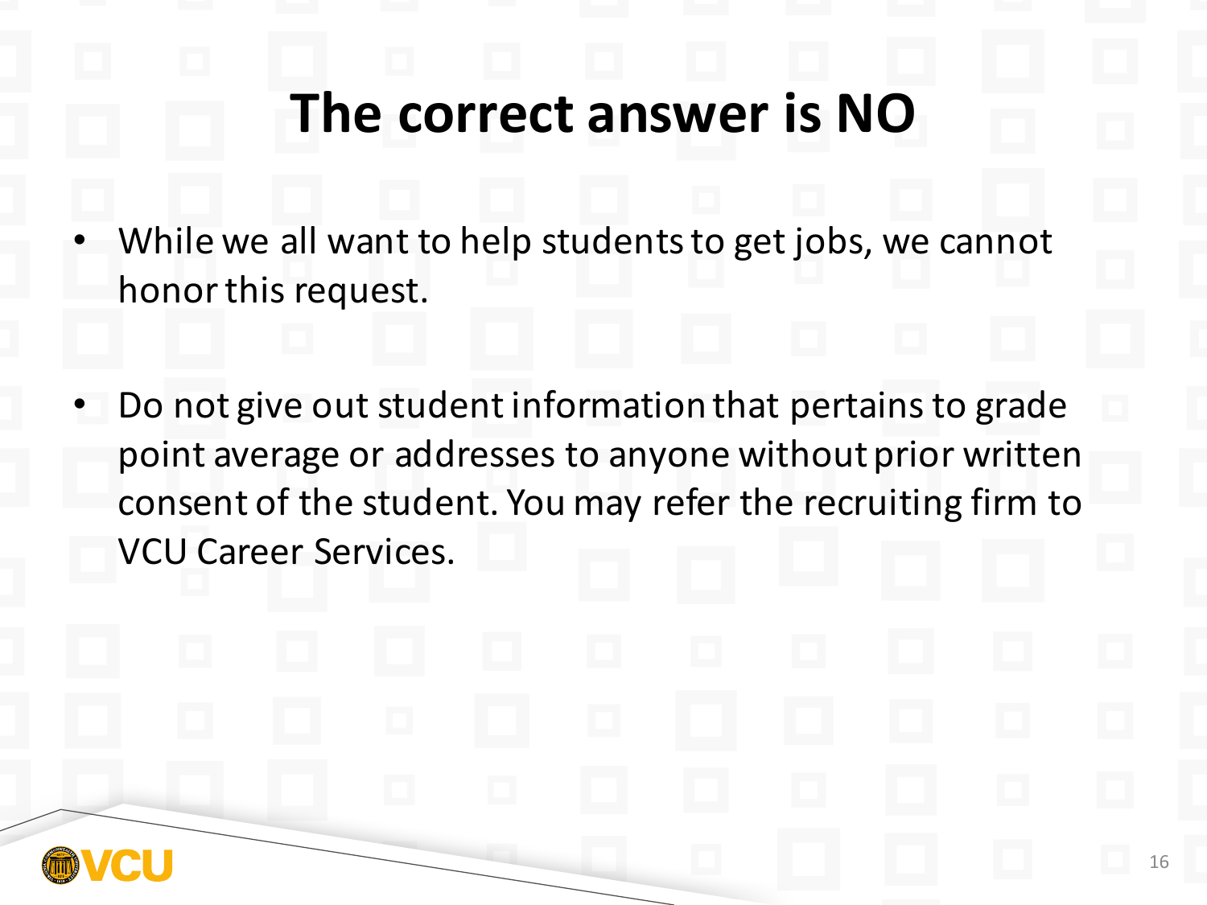# The correct answer is NO

- While we all want to help students to get jobs, we cannot honor this request.

- Do not give out student information that pertains to grade point average or addresses to anyone without prior written consent of the student. You may refer the recruiting firm to VCU Career Services.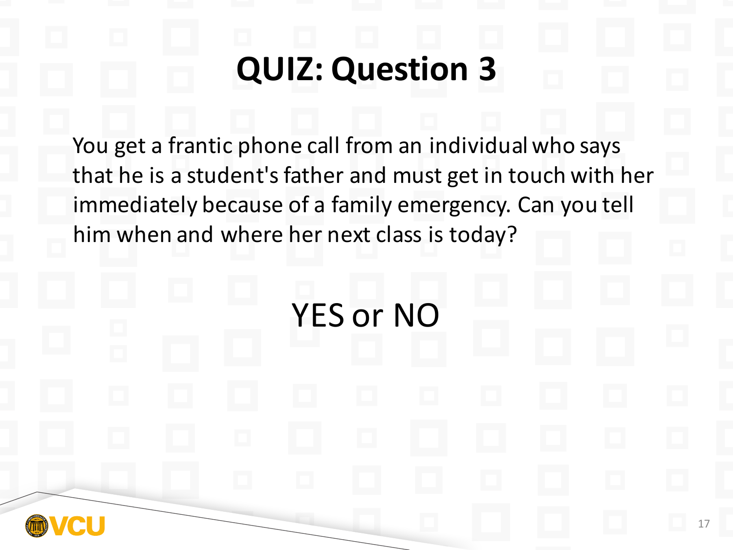# QUIZ: Question 3

You get a frantic phone call from an individual who says that he is a student's father and must get in touch with her immediately because of a family emergency. Can you tell him when and where her next class is today?

YES or NO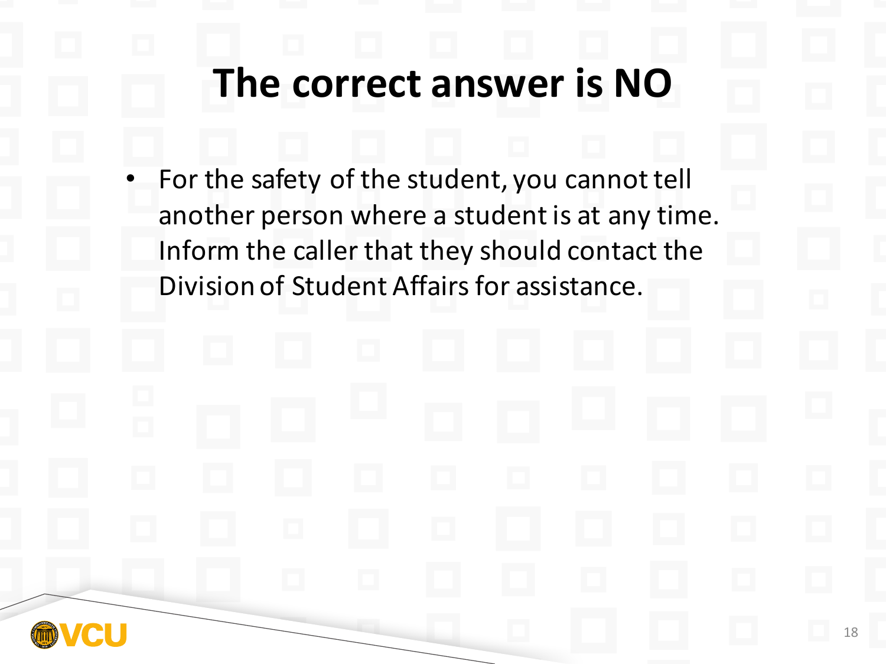# The correct answer is NO

- For the safety of the student, you cannot tell another person where a student is at any time. Inform the caller that they should contact the Division of Student Affairs for assistance.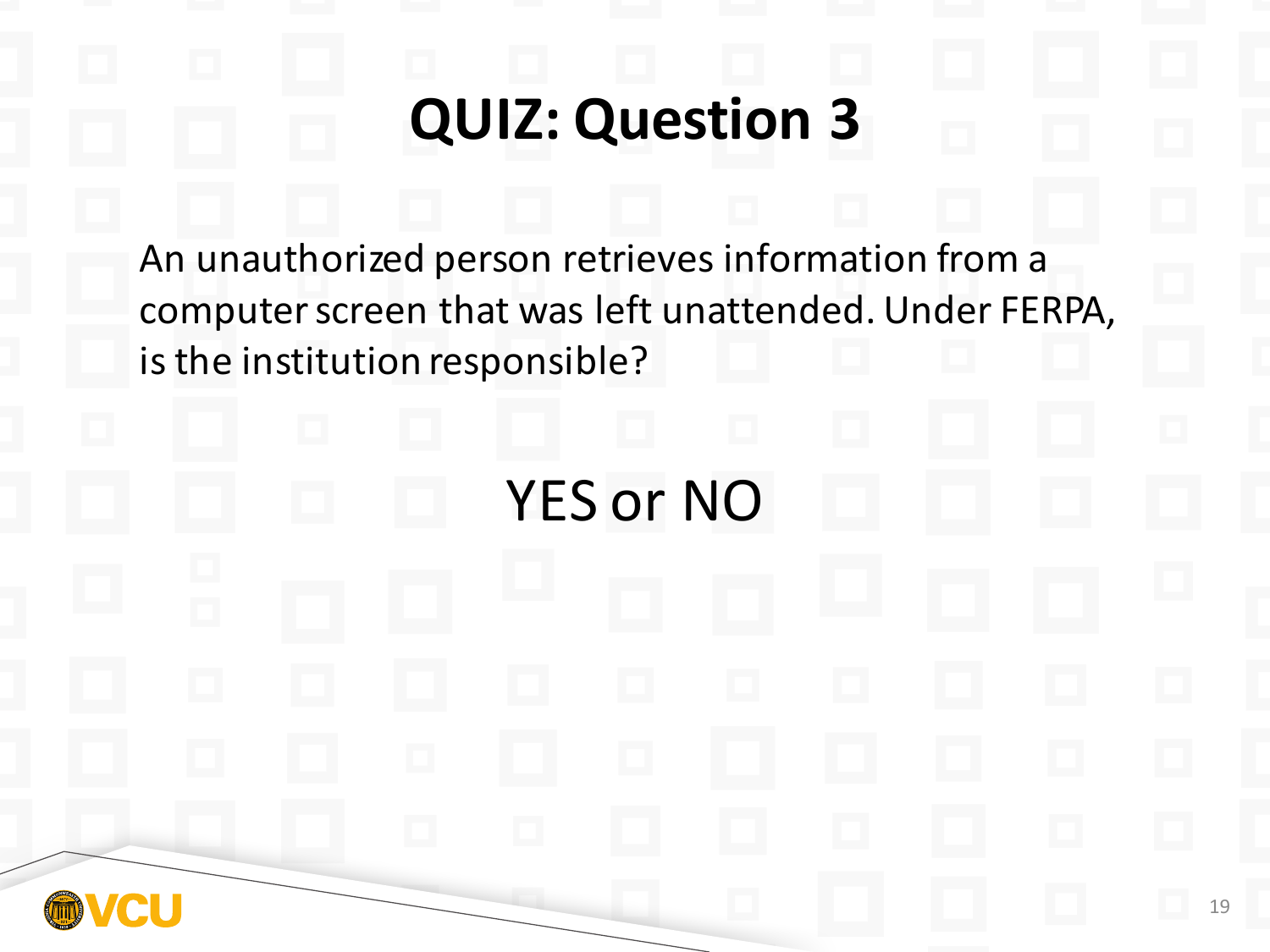# QUIZ: Question 3

An unauthorized person retrieves information from a computer screen that was left unattended. Under FERPA, is the institution responsible?

YES or NO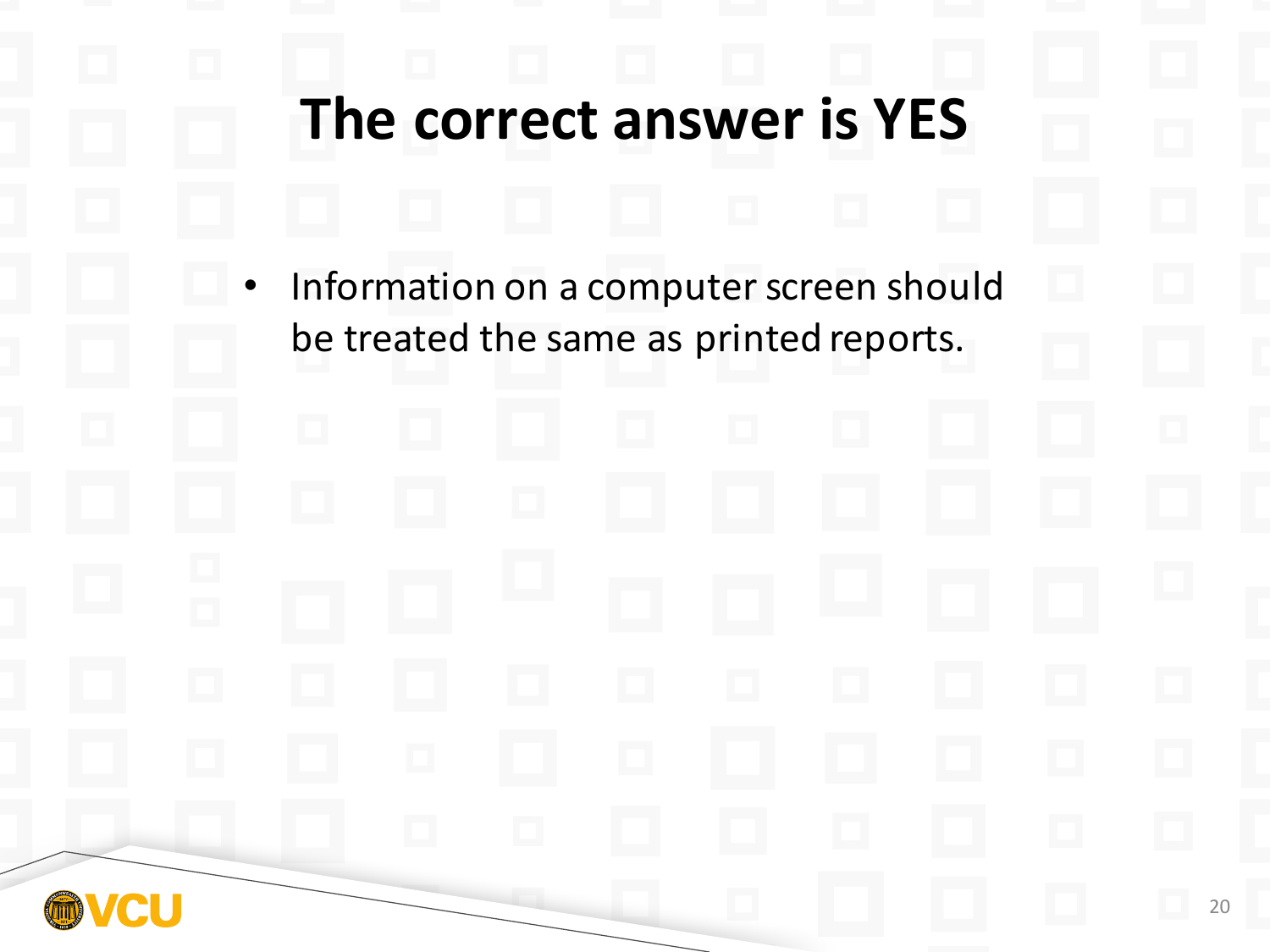# The correct answer is YES

- Information on a computer screen should be treated the same as printed reports.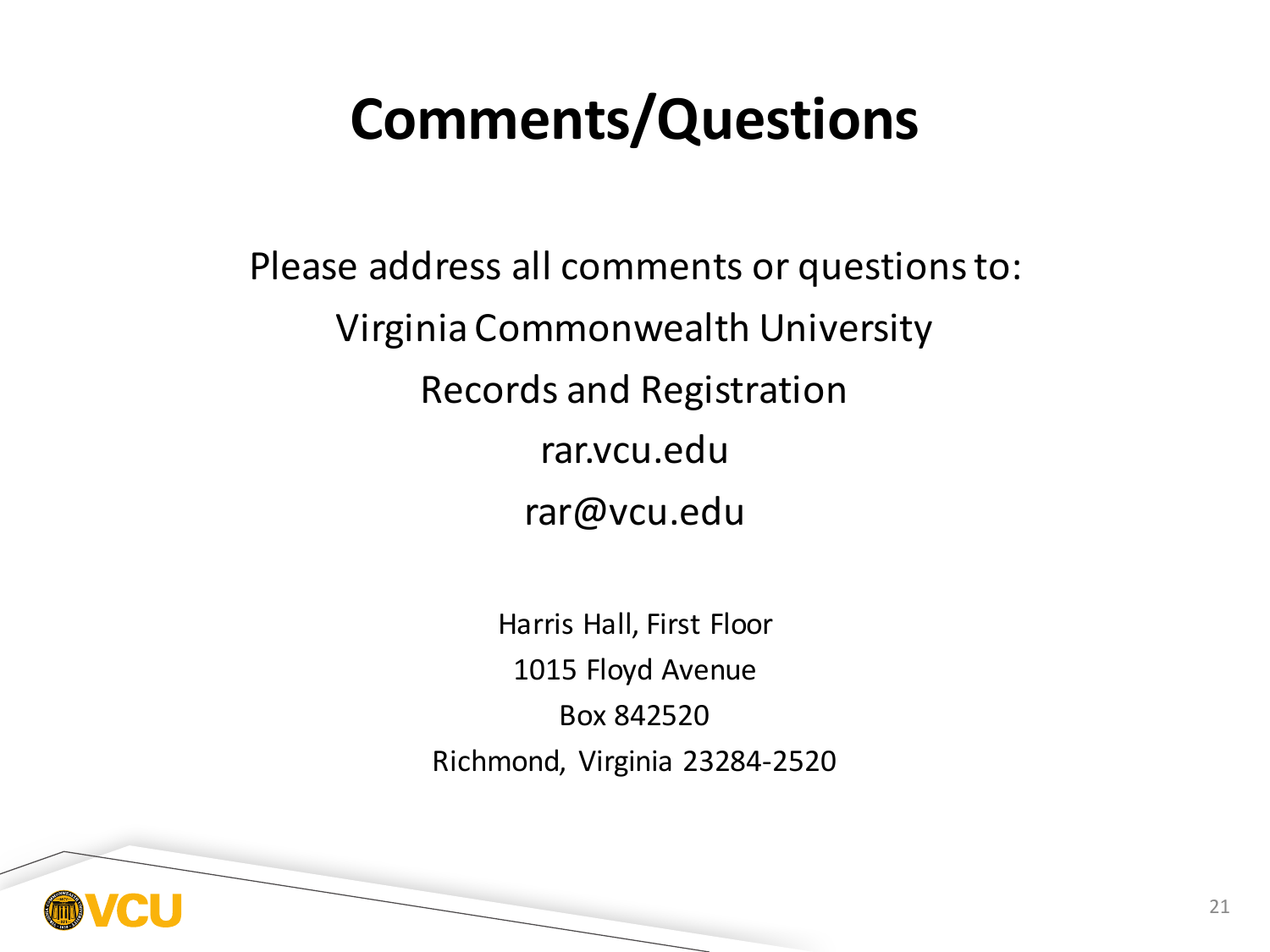# Comments/Questions

Please address all comments or questions to:

Virginia Commonwealth University

Records and Registration

rar.vcu.edu

rar@vcu.edu

Harris Hall, First Floor

1015 Floyd Avenue

Box 842520

Richmond, Virginia 23284-2520